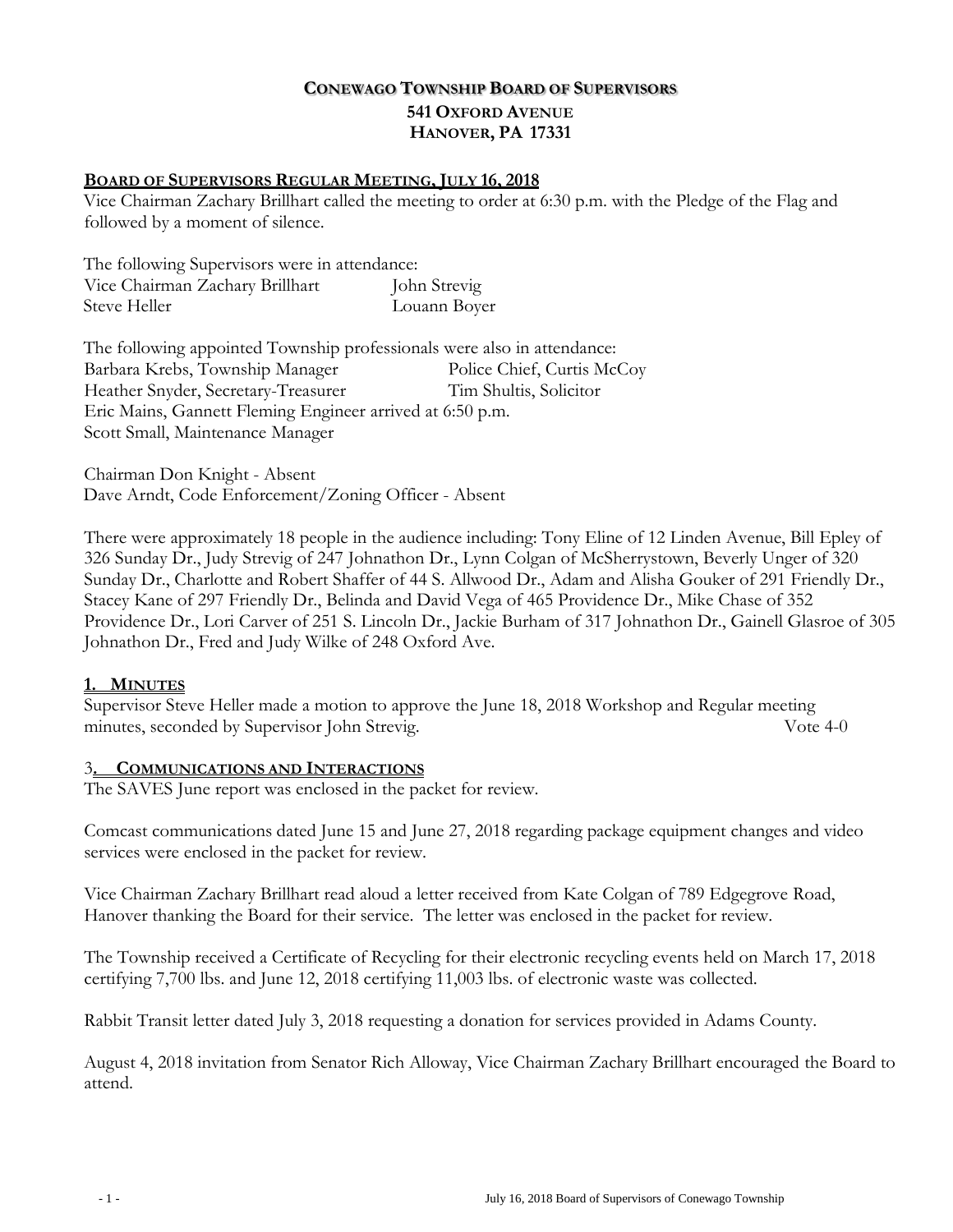# CONEWAGO TOWNSHIP BOARD OF SUPERVISORS
## 541 OXFORD AVENUE
## HANOVER, PA 17331

**BOARD OF SUPERVISORS REGULAR MEETING, JULY 16, 2018**

Vice Chairman Zachary Brillhart called the meeting to order at 6:30 p.m. with the Pledge of the Flag and followed by a moment of silence.

The following Supervisors were in attendance:
Vice Chairman Zachary Brillhart    John Strevig
Steve Heller    Louann Boyer

The following appointed Township professionals were also in attendance:
Barbara Krebs, Township Manager    Police Chief, Curtis McCoy
Heather Snyder, Secretary-Treasurer    Tim Shultis, Solicitor
Eric Mains, Gannett Fleming Engineer arrived at 6:50 p.m.
Scott Small, Maintenance Manager

Chairman Don Knight - Absent
Dave Arndt, Code Enforcement/Zoning Officer - Absent

There were approximately 18 people in the audience including: Tony Eline of 12 Linden Avenue, Bill Epley of 326 Sunday Dr., Judy Strevig of 247 Johnathon Dr., Lynn Colgan of McSherrystown, Beverly Unger of 320 Sunday Dr., Charlotte and Robert Shaffer of 44 S. Allwood Dr., Adam and Alisha Gouker of 291 Friendly Dr., Stacey Kane of 297 Friendly Dr., Belinda and David Vega of 465 Providence Dr., Mike Chase of 352 Providence Dr., Lori Carver of 251 S. Lincoln Dr., Jackie Burham of 317 Johnathon Dr., Gainell Glasroe of 305 Johnathon Dr., Fred and Judy Wilke of 248 Oxford Ave.

**1. MINUTES**

Supervisor Steve Heller made a motion to approve the June 18, 2018 Workshop and Regular meeting minutes, seconded by Supervisor John Strevig. Vote 4-0

**3. COMMUNICATIONS AND INTERACTIONS**

The SAVES June report was enclosed in the packet for review.

Comcast communications dated June 15 and June 27, 2018 regarding package equipment changes and video services were enclosed in the packet for review.

Vice Chairman Zachary Brillhart read aloud a letter received from Kate Colgan of 789 Edgegrove Road, Hanover thanking the Board for their service. The letter was enclosed in the packet for review.

The Township received a Certificate of Recycling for their electronic recycling events held on March 17, 2018 certifying 7,700 lbs. and June 12, 2018 certifying 11,003 lbs. of electronic waste was collected.

Rabbit Transit letter dated July 3, 2018 requesting a donation for services provided in Adams County.

August 4, 2018 invitation from Senator Rich Alloway, Vice Chairman Zachary Brillhart encouraged the Board to attend.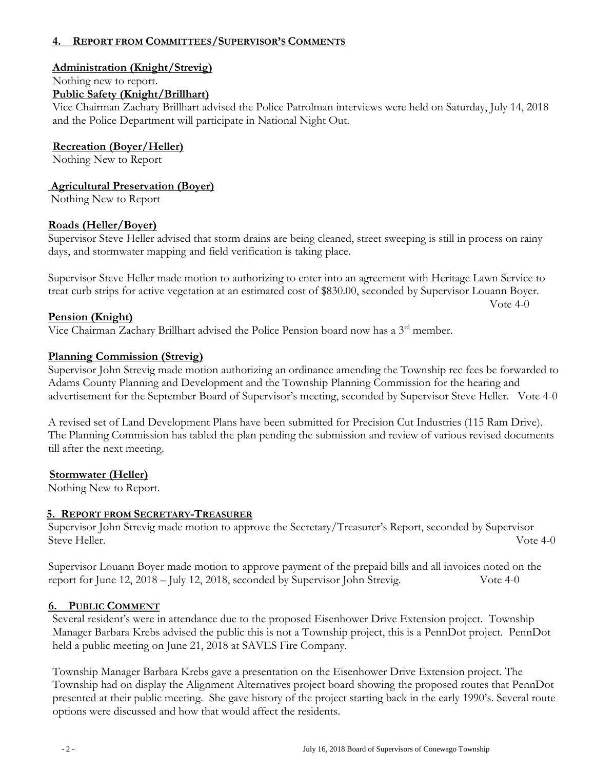## 4. Report from Committees/Supervisor's Comments

**Administration (Knight/Strevig)**

Nothing new to report.

**Public Safety (Knight/Brillhart)**

Vice Chairman Zachary Brillhart advised the Police Patrolman interviews were held on Saturday, July 14, 2018 and the Police Department will participate in National Night Out.

**Recreation (Boyer/Heller)**

Nothing New to Report

**Agricultural Preservation (Boyer)**

Nothing New to Report

**Roads (Heller/Boyer)**

Supervisor Steve Heller advised that storm drains are being cleaned, street sweeping is still in process on rainy days, and stormwater mapping and field verification is taking place.

Supervisor Steve Heller made motion to authorizing to enter into an agreement with Heritage Lawn Service to treat curb strips for active vegetation at an estimated cost of $830.00, seconded by Supervisor Louann Boyer. Vote 4-0

**Pension (Knight)**

Vice Chairman Zachary Brillhart advised the Police Pension board now has a 3rd member.

**Planning Commission (Strevig)**

Supervisor John Strevig made motion authorizing an ordinance amending the Township rec fees be forwarded to Adams County Planning and Development and the Township Planning Commission for the hearing and advertisement for the September Board of Supervisor's meeting, seconded by Supervisor Steve Heller. Vote 4-0

A revised set of Land Development Plans have been submitted for Precision Cut Industries (115 Ram Drive). The Planning Commission has tabled the plan pending the submission and review of various revised documents till after the next meeting.

**Stormwater (Heller)**

Nothing New to Report.

## 5. Report from Secretary-Treasurer

Supervisor John Strevig made motion to approve the Secretary/Treasurer's Report, seconded by Supervisor Steve Heller. Vote 4-0

Supervisor Louann Boyer made motion to approve payment of the prepaid bills and all invoices noted on the report for June 12, 2018 – July 12, 2018, seconded by Supervisor John Strevig. Vote 4-0

## 6. Public Comment

Several resident's were in attendance due to the proposed Eisenhower Drive Extension project. Township Manager Barbara Krebs advised the public this is not a Township project, this is a PennDot project. PennDot held a public meeting on June 21, 2018 at SAVES Fire Company.

Township Manager Barbara Krebs gave a presentation on the Eisenhower Drive Extension project. The Township had on display the Alignment Alternatives project board showing the proposed routes that PennDot presented at their public meeting. She gave history of the project starting back in the early 1990's. Several route options were discussed and how that would affect the residents.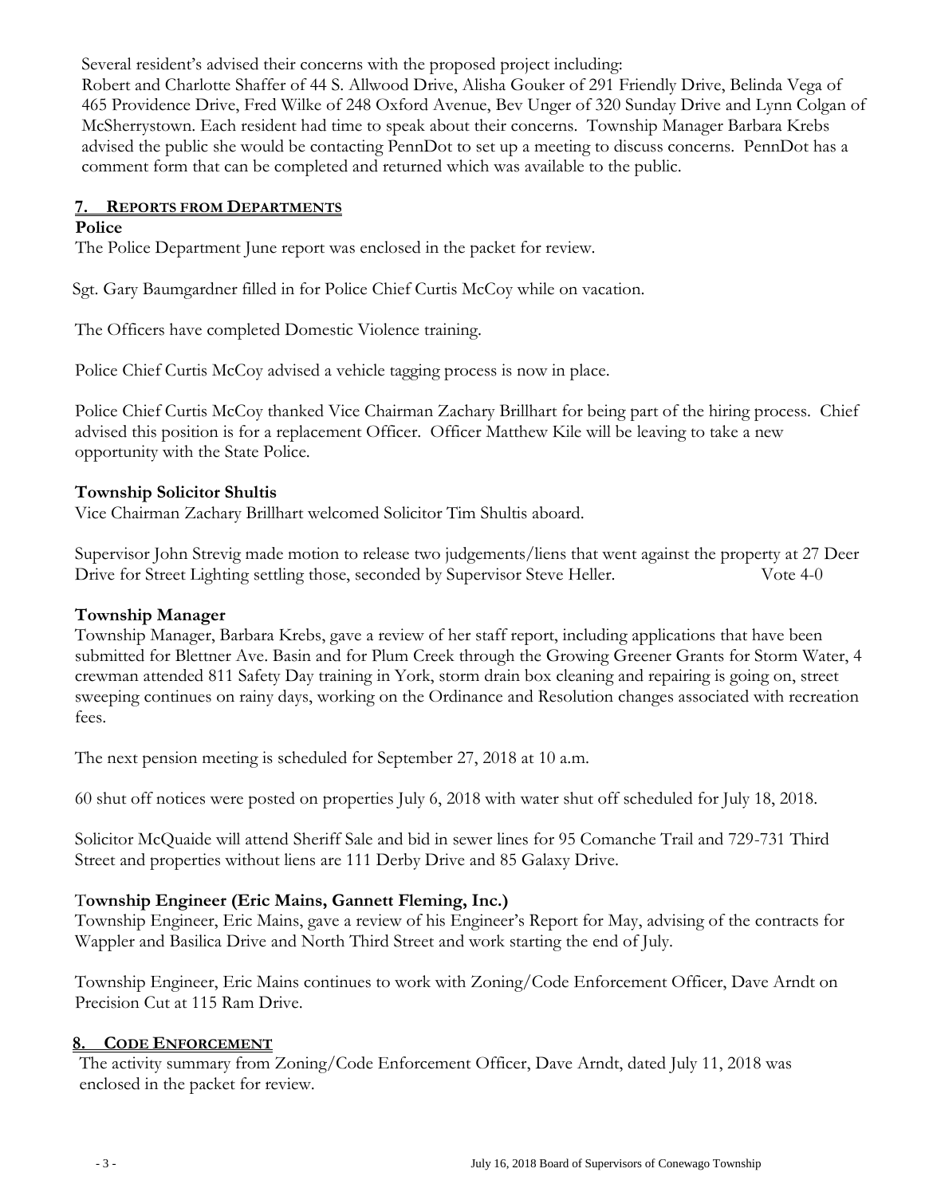Several resident's advised their concerns with the proposed project including:
Robert and Charlotte Shaffer of 44 S. Allwood Drive, Alisha Gouker of 291 Friendly Drive, Belinda Vega of 465 Providence Drive, Fred Wilke of 248 Oxford Avenue, Bev Unger of 320 Sunday Drive and Lynn Colgan of McSherrystown. Each resident had time to speak about their concerns. Township Manager Barbara Krebs advised the public she would be contacting PennDot to set up a meeting to discuss concerns. PennDot has a comment form that can be completed and returned which was available to the public.

## 7. Reports from Departments

**Police**

The Police Department June report was enclosed in the packet for review.

Sgt. Gary Baumgardner filled in for Police Chief Curtis McCoy while on vacation.

The Officers have completed Domestic Violence training.

Police Chief Curtis McCoy advised a vehicle tagging process is now in place.

Police Chief Curtis McCoy thanked Vice Chairman Zachary Brillhart for being part of the hiring process. Chief advised this position is for a replacement Officer. Officer Matthew Kile will be leaving to take a new opportunity with the State Police.

**Township Solicitor Shultis**

Vice Chairman Zachary Brillhart welcomed Solicitor Tim Shultis aboard.

Supervisor John Strevig made motion to release two judgements/liens that went against the property at 27 Deer Drive for Street Lighting settling those, seconded by Supervisor Steve Heller. Vote 4-0

**Township Manager**

Township Manager, Barbara Krebs, gave a review of her staff report, including applications that have been submitted for Blettner Ave. Basin and for Plum Creek through the Growing Greener Grants for Storm Water, 4 crewman attended 811 Safety Day training in York, storm drain box cleaning and repairing is going on, street sweeping continues on rainy days, working on the Ordinance and Resolution changes associated with recreation fees.

The next pension meeting is scheduled for September 27, 2018 at 10 a.m.

60 shut off notices were posted on properties July 6, 2018 with water shut off scheduled for July 18, 2018.

Solicitor McQuaide will attend Sheriff Sale and bid in sewer lines for 95 Comanche Trail and 729-731 Third Street and properties without liens are 111 Derby Drive and 85 Galaxy Drive.

**Township Engineer (Eric Mains, Gannett Fleming, Inc.)**

Township Engineer, Eric Mains, gave a review of his Engineer's Report for May, advising of the contracts for Wappler and Basilica Drive and North Third Street and work starting the end of July.

Township Engineer, Eric Mains continues to work with Zoning/Code Enforcement Officer, Dave Arndt on Precision Cut at 115 Ram Drive.

## 8. Code Enforcement

The activity summary from Zoning/Code Enforcement Officer, Dave Arndt, dated July 11, 2018 was enclosed in the packet for review.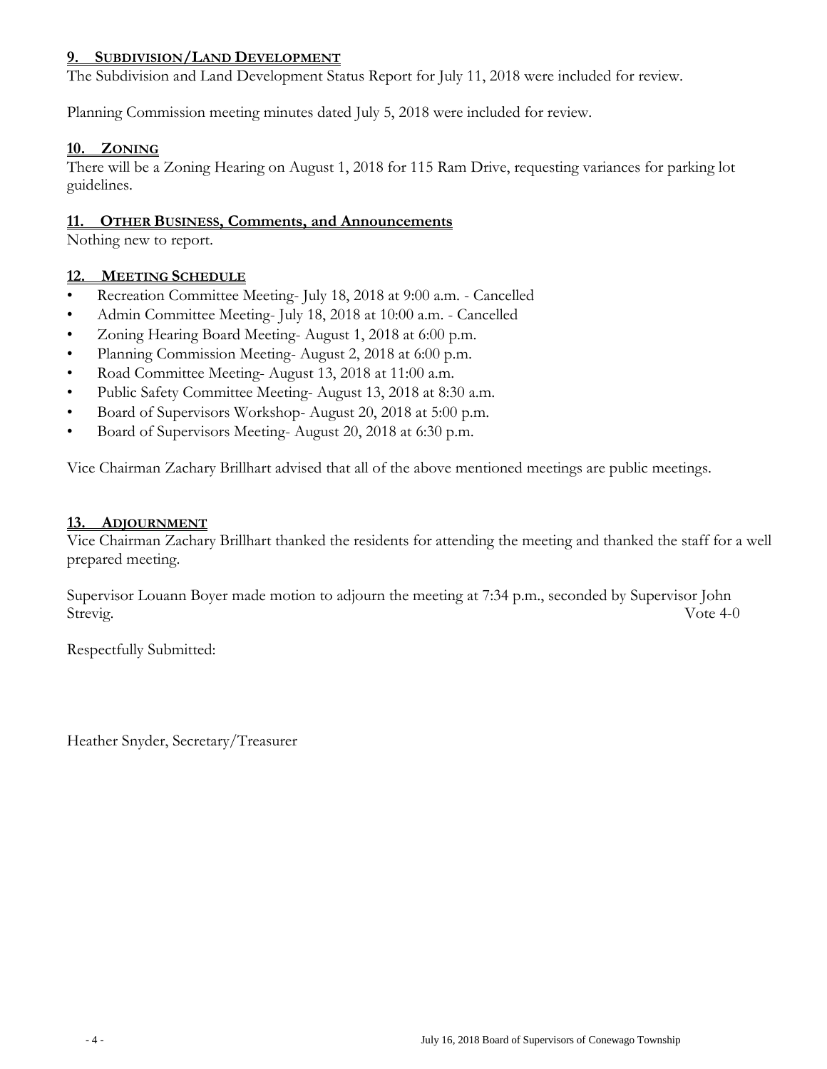## 9. SUBDIVISION/LAND DEVELOPMENT

The Subdivision and Land Development Status Report for July 11, 2018 were included for review.

Planning Commission meeting minutes dated July 5, 2018 were included for review.

## 10. ZONING

There will be a Zoning Hearing on August 1, 2018 for 115 Ram Drive, requesting variances for parking lot guidelines.

## 11. OTHER BUSINESS, Comments, and Announcements

Nothing new to report.

## 12. MEETING SCHEDULE

- Recreation Committee Meeting- July 18, 2018 at 9:00 a.m. - Cancelled
- Admin Committee Meeting- July 18, 2018 at 10:00 a.m. - Cancelled
- Zoning Hearing Board Meeting- August 1, 2018 at 6:00 p.m.
- Planning Commission Meeting- August 2, 2018 at 6:00 p.m.
- Road Committee Meeting- August 13, 2018 at 11:00 a.m.
- Public Safety Committee Meeting- August 13, 2018 at 8:30 a.m.
- Board of Supervisors Workshop- August 20, 2018 at 5:00 p.m.
- Board of Supervisors Meeting- August 20, 2018 at 6:30 p.m.

Vice Chairman Zachary Brillhart advised that all of the above mentioned meetings are public meetings.

## 13. ADJOURNMENT

Vice Chairman Zachary Brillhart thanked the residents for attending the meeting and thanked the staff for a well prepared meeting.

Supervisor Louann Boyer made motion to adjourn the meeting at 7:34 p.m., seconded by Supervisor John Strevig. Vote 4-0

Respectfully Submitted:

Heather Snyder, Secretary/Treasurer